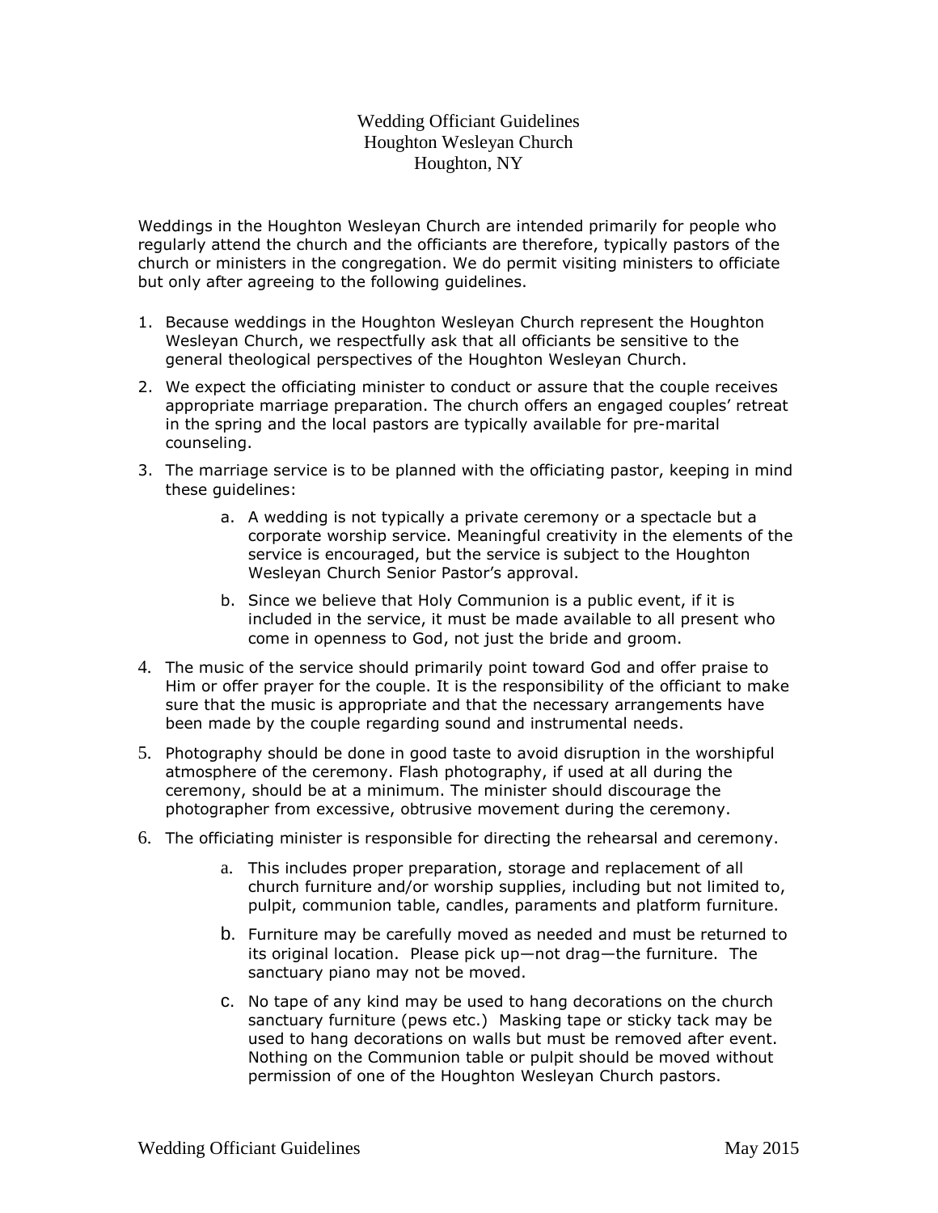# Wedding Officiant Guidelines
## Houghton Wesleyan Church
## Houghton, NY

Weddings in the Houghton Wesleyan Church are intended primarily for people who regularly attend the church and the officiants are therefore, typically pastors of the church or ministers in the congregation. We do permit visiting ministers to officiate but only after agreeing to the following guidelines.

1. Because weddings in the Houghton Wesleyan Church represent the Houghton Wesleyan Church, we respectfully ask that all officiants be sensitive to the general theological perspectives of the Houghton Wesleyan Church.
2. We expect the officiating minister to conduct or assure that the couple receives appropriate marriage preparation. The church offers an engaged couples' retreat in the spring and the local pastors are typically available for pre-marital counseling.
3. The marriage service is to be planned with the officiating pastor, keeping in mind these guidelines:
    a. A wedding is not typically a private ceremony or a spectacle but a corporate worship service. Meaningful creativity in the elements of the service is encouraged, but the service is subject to the Houghton Wesleyan Church Senior Pastor's approval.
    b. Since we believe that Holy Communion is a public event, if it is included in the service, it must be made available to all present who come in openness to God, not just the bride and groom.
4. The music of the service should primarily point toward God and offer praise to Him or offer prayer for the couple. It is the responsibility of the officiant to make sure that the music is appropriate and that the necessary arrangements have been made by the couple regarding sound and instrumental needs.
5. Photography should be done in good taste to avoid disruption in the worshipful atmosphere of the ceremony. Flash photography, if used at all during the ceremony, should be at a minimum. The minister should discourage the photographer from excessive, obtrusive movement during the ceremony.
6. The officiating minister is responsible for directing the rehearsal and ceremony.
    a. This includes proper preparation, storage and replacement of all church furniture and/or worship supplies, including but not limited to, pulpit, communion table, candles, paraments and platform furniture.
    b. Furniture may be carefully moved as needed and must be returned to its original location. Please pick up—not drag—the furniture. The sanctuary piano may not be moved.
    c. No tape of any kind may be used to hang decorations on the church sanctuary furniture (pews etc.) Masking tape or sticky tack may be used to hang decorations on walls but must be removed after event. Nothing on the Communion table or pulpit should be moved without permission of one of the Houghton Wesleyan Church pastors.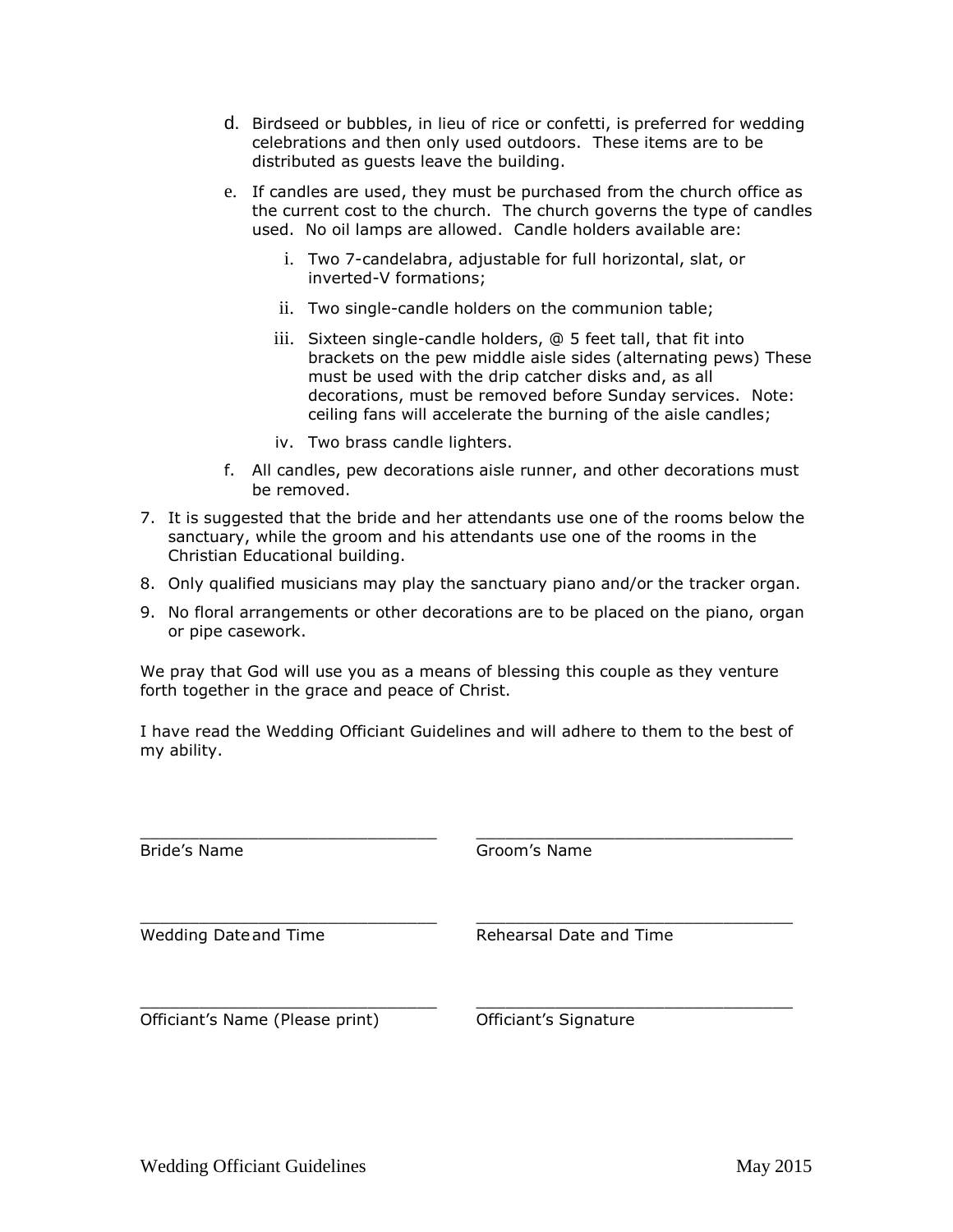d. Birdseed or bubbles, in lieu of rice or confetti, is preferred for wedding celebrations and then only used outdoors. These items are to be distributed as guests leave the building.

e. If candles are used, they must be purchased from the church office as the current cost to the church. The church governs the type of candles used. No oil lamps are allowed. Candle holders available are:

   i. Two 7-candelabra, adjustable for full horizontal, slat, or inverted-V formations;

   ii. Two single-candle holders on the communion table;

   iii. Sixteen single-candle holders, @ 5 feet tall, that fit into brackets on the pew middle aisle sides (alternating pews) These must be used with the drip catcher disks and, as all decorations, must be removed before Sunday services. Note: ceiling fans will accelerate the burning of the aisle candles;

   iv. Two brass candle lighters.

f. All candles, pew decorations aisle runner, and other decorations must be removed.

7. It is suggested that the bride and her attendants use one of the rooms below the sanctuary, while the groom and his attendants use one of the rooms in the Christian Educational building.
8. Only qualified musicians may play the sanctuary piano and/or the tracker organ.
9. No floral arrangements or other decorations are to be placed on the piano, organ or pipe casework.

We pray that God will use you as a means of blessing this couple as they venture forth together in the grace and peace of Christ.

I have read the Wedding Officiant Guidelines and will adhere to them to the best of my ability.

| | |
|---|---|
| \_\_\_\_\_\_\_\_\_\_\_\_\_\_\_\_\_\_\_\_\_\_\_\_\_\_\_\_\_\_ | \_\_\_\_\_\_\_\_\_\_\_\_\_\_\_\_\_\_\_\_\_\_\_\_\_\_\_\_\_\_ |
| Bride's Name | Groom's Name |
| \_\_\_\_\_\_\_\_\_\_\_\_\_\_\_\_\_\_\_\_\_\_\_\_\_\_\_\_\_\_ | \_\_\_\_\_\_\_\_\_\_\_\_\_\_\_\_\_\_\_\_\_\_\_\_\_\_\_\_\_\_ |
| Wedding Date and Time | Rehearsal Date and Time |
| \_\_\_\_\_\_\_\_\_\_\_\_\_\_\_\_\_\_\_\_\_\_\_\_\_\_\_\_\_\_ | \_\_\_\_\_\_\_\_\_\_\_\_\_\_\_\_\_\_\_\_\_\_\_\_\_\_\_\_\_\_ |
| Officiant's Name (Please print) | Officiant's Signature |